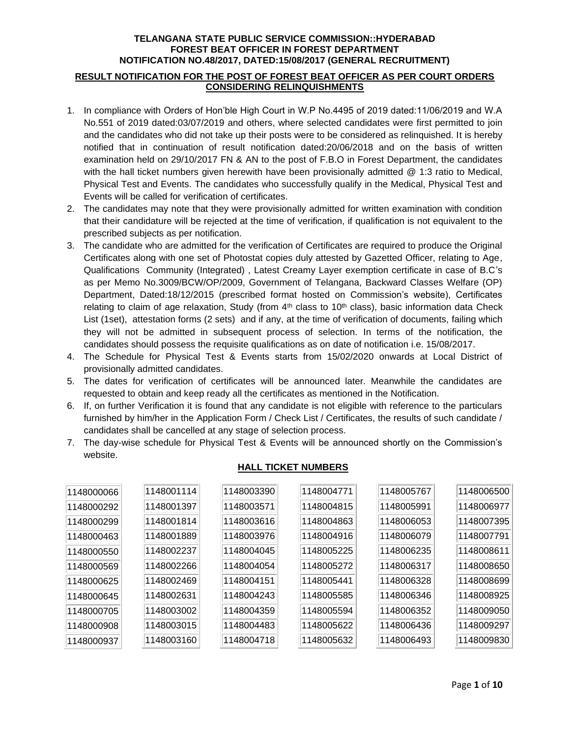**TELANGANA STATE PUBLIC SERVICE COMMISSION::HYDERABAD**
**FOREST BEAT OFFICER IN FOREST DEPARTMENT**
**NOTIFICATION NO.48/2017, DATED:15/08/2017 (GENERAL RECRUITMENT)**

**RESULT NOTIFICATION FOR THE POST OF FOREST BEAT OFFICER AS PER COURT ORDERS CONSIDERING RELINQUISHMENTS**

1. In compliance with Orders of Hon'ble High Court in W.P No.4495 of 2019 dated:11/06/2019 and W.A No.551 of 2019 dated:03/07/2019 and others, where selected candidates were first permitted to join and the candidates who did not take up their posts were to be considered as relinquished. It is hereby notified that in continuation of result notification dated:20/06/2018 and on the basis of written examination held on 29/10/2017 FN & AN to the post of F.B.O in Forest Department, the candidates with the hall ticket numbers given herewith have been provisionally admitted @ 1:3 ratio to Medical, Physical Test and Events. The candidates who successfully qualify in the Medical, Physical Test and Events will be called for verification of certificates.
2. The candidates may note that they were provisionally admitted for written examination with condition that their candidature will be rejected at the time of verification, if qualification is not equivalent to the prescribed subjects as per notification.
3. The candidate who are admitted for the verification of Certificates are required to produce the Original Certificates along with one set of Photostat copies duly attested by Gazetted Officer, relating to Age, Qualifications Community (Integrated) , Latest Creamy Layer exemption certificate in case of B.C's as per Memo No.3009/BCW/OP/2009, Government of Telangana, Backward Classes Welfare (OP) Department, Dated:18/12/2015 (prescribed format hosted on Commission's website), Certificates relating to claim of age relaxation, Study (from 4th class to 10th class), basic information data Check List (1set), attestation forms (2 sets) and if any, at the time of verification of documents, failing which they will not be admitted in subsequent process of selection. In terms of the notification, the candidates should possess the requisite qualifications as on date of notification i.e. 15/08/2017.
4. The Schedule for Physical Test & Events starts from 15/02/2020 onwards at Local District of provisionally admitted candidates.
5. The dates for verification of certificates will be announced later. Meanwhile the candidates are requested to obtain and keep ready all the certificates as mentioned in the Notification.
6. If, on further Verification it is found that any candidate is not eligible with reference to the particulars furnished by him/her in the Application Form / Check List / Certificates, the results of such candidate / candidates shall be cancelled at any stage of selection process.
7. The day-wise schedule for Physical Test & Events will be announced shortly on the Commission's website.

**HALL TICKET NUMBERS**

| | | | | | |
|---|---|---|---|---|---|
| 1148000066 | 1148001114 | 1148003390 | 1148004771 | 1148005767 | 1148006500 |
| 1148000292 | 1148001397 | 1148003571 | 1148004815 | 1148005991 | 1148006977 |
| 1148000299 | 1148001814 | 1148003616 | 1148004863 | 1148006053 | 1148007395 |
| 1148000463 | 1148001889 | 1148003976 | 1148004916 | 1148006079 | 1148007791 |
| 1148000550 | 1148002237 | 1148004045 | 1148005225 | 1148006235 | 1148008611 |
| 1148000569 | 1148002266 | 1148004054 | 1148005272 | 1148006317 | 1148008650 |
| 1148000625 | 1148002469 | 1148004151 | 1148005441 | 1148006328 | 1148008699 |
| 1148000645 | 1148002631 | 1148004243 | 1148005585 | 1148006346 | 1148008925 |
| 1148000705 | 1148003002 | 1148004359 | 1148005594 | 1148006352 | 1148009050 |
| 1148000908 | 1148003015 | 1148004483 | 1148005622 | 1148006436 | 1148009297 |
| 1148000937 | 1148003160 | 1148004718 | 1148005632 | 1148006493 | 1148009830 |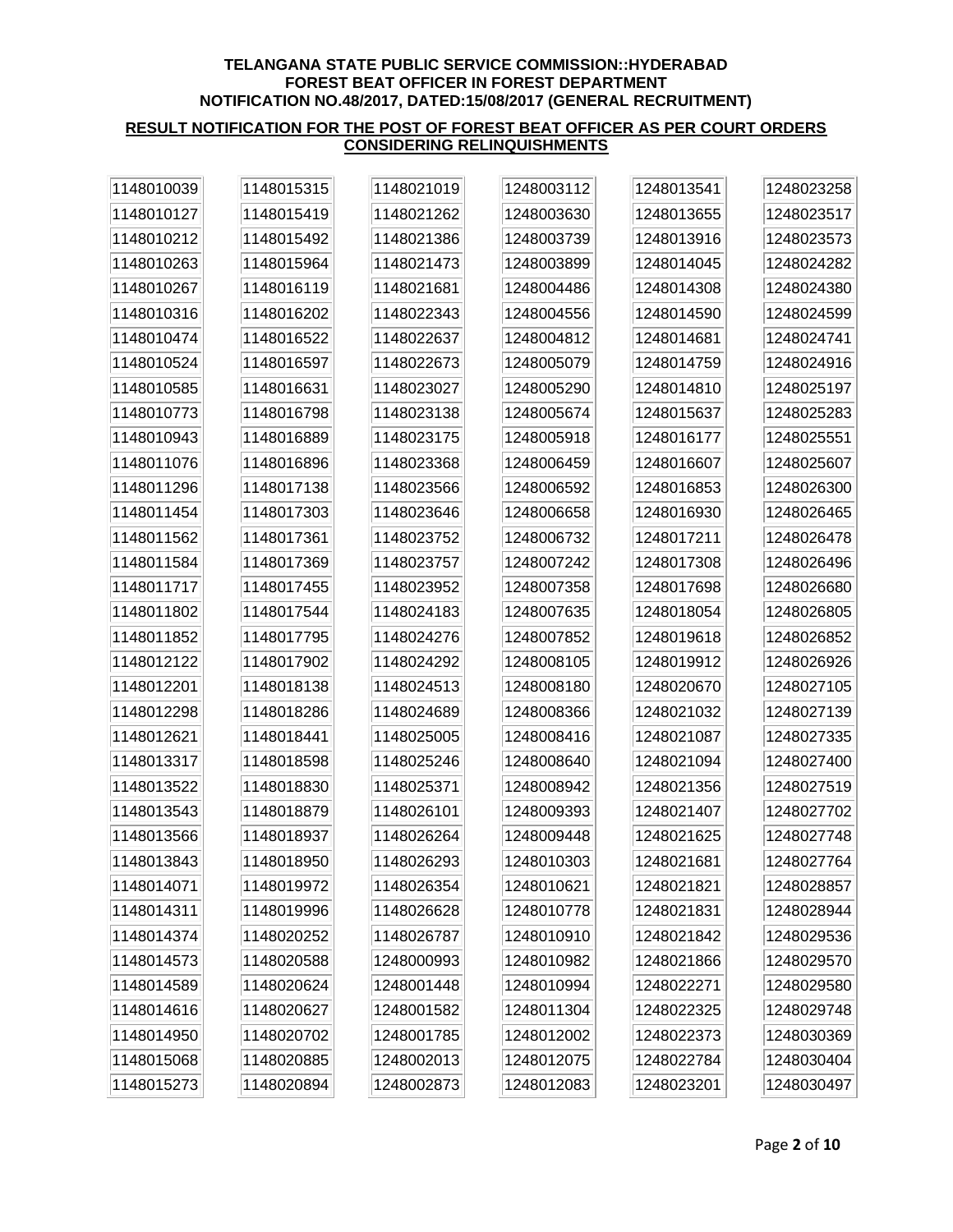**TELANGANA STATE PUBLIC SERVICE COMMISSION::HYDERABAD**
**FOREST BEAT OFFICER IN FOREST DEPARTMENT**
**NOTIFICATION NO.48/2017, DATED:15/08/2017 (GENERAL RECRUITMENT)**

**RESULT NOTIFICATION FOR THE POST OF FOREST BEAT OFFICER AS PER COURT ORDERS CONSIDERING RELINQUISHMENTS**

| 1148010039 | 1148015315 | 1148021019 | 1248003112 | 1248013541 | 1248023258 |
|---|---|---|---|---|---|
| 1148010127 | 1148015419 | 1148021262 | 1248003630 | 1248013655 | 1248023517 |
| 1148010212 | 1148015492 | 1148021386 | 1248003739 | 1248013916 | 1248023573 |
| 1148010263 | 1148015964 | 1148021473 | 1248003899 | 1248014045 | 1248024282 |
| 1148010267 | 1148016119 | 1148021681 | 1248004486 | 1248014308 | 1248024380 |
| 1148010316 | 1148016202 | 1148022343 | 1248004556 | 1248014590 | 1248024599 |
| 1148010474 | 1148016522 | 1148022637 | 1248004812 | 1248014681 | 1248024741 |
| 1148010524 | 1148016597 | 1148022673 | 1248005079 | 1248014759 | 1248024916 |
| 1148010585 | 1148016631 | 1148023027 | 1248005290 | 1248014810 | 1248025197 |
| 1148010773 | 1148016798 | 1148023138 | 1248005674 | 1248015637 | 1248025283 |
| 1148010943 | 1148016889 | 1148023175 | 1248005918 | 1248016177 | 1248025551 |
| 1148011076 | 1148016896 | 1148023368 | 1248006459 | 1248016607 | 1248025607 |
| 1148011296 | 1148017138 | 1148023566 | 1248006592 | 1248016853 | 1248026300 |
| 1148011454 | 1148017303 | 1148023646 | 1248006658 | 1248016930 | 1248026465 |
| 1148011562 | 1148017361 | 1148023752 | 1248006732 | 1248017211 | 1248026478 |
| 1148011584 | 1148017369 | 1148023757 | 1248007242 | 1248017308 | 1248026496 |
| 1148011717 | 1148017455 | 1148023952 | 1248007358 | 1248017698 | 1248026680 |
| 1148011802 | 1148017544 | 1148024183 | 1248007635 | 1248018054 | 1248026805 |
| 1148011852 | 1148017795 | 1148024276 | 1248007852 | 1248019618 | 1248026852 |
| 1148012122 | 1148017902 | 1148024292 | 1248008105 | 1248019912 | 1248026926 |
| 1148012201 | 1148018138 | 1148024513 | 1248008180 | 1248020670 | 1248027105 |
| 1148012298 | 1148018286 | 1148024689 | 1248008366 | 1248021032 | 1248027139 |
| 1148012621 | 1148018441 | 1148025005 | 1248008416 | 1248021087 | 1248027335 |
| 1148013317 | 1148018598 | 1148025246 | 1248008640 | 1248021094 | 1248027400 |
| 1148013522 | 1148018830 | 1148025371 | 1248008942 | 1248021356 | 1248027519 |
| 1148013543 | 1148018879 | 1148026101 | 1248009393 | 1248021407 | 1248027702 |
| 1148013566 | 1148018937 | 1148026264 | 1248009448 | 1248021625 | 1248027748 |
| 1148013843 | 1148018950 | 1148026293 | 1248010303 | 1248021681 | 1248027764 |
| 1148014071 | 1148019972 | 1148026354 | 1248010621 | 1248021821 | 1248028857 |
| 1148014311 | 1148019996 | 1148026628 | 1248010778 | 1248021831 | 1248028944 |
| 1148014374 | 1148020252 | 1148026787 | 1248010910 | 1248021842 | 1248029536 |
| 1148014573 | 1148020588 | 1248000993 | 1248010982 | 1248021866 | 1248029570 |
| 1148014589 | 1148020624 | 1248001448 | 1248010994 | 1248022271 | 1248029580 |
| 1148014616 | 1148020627 | 1248001582 | 1248011304 | 1248022325 | 1248029748 |
| 1148014950 | 1148020702 | 1248001785 | 1248012002 | 1248022373 | 1248030369 |
| 1148015068 | 1148020885 | 1248002013 | 1248012075 | 1248022784 | 1248030404 |
| 1148015273 | 1148020894 | 1248002873 | 1248012083 | 1248023201 | 1248030497 |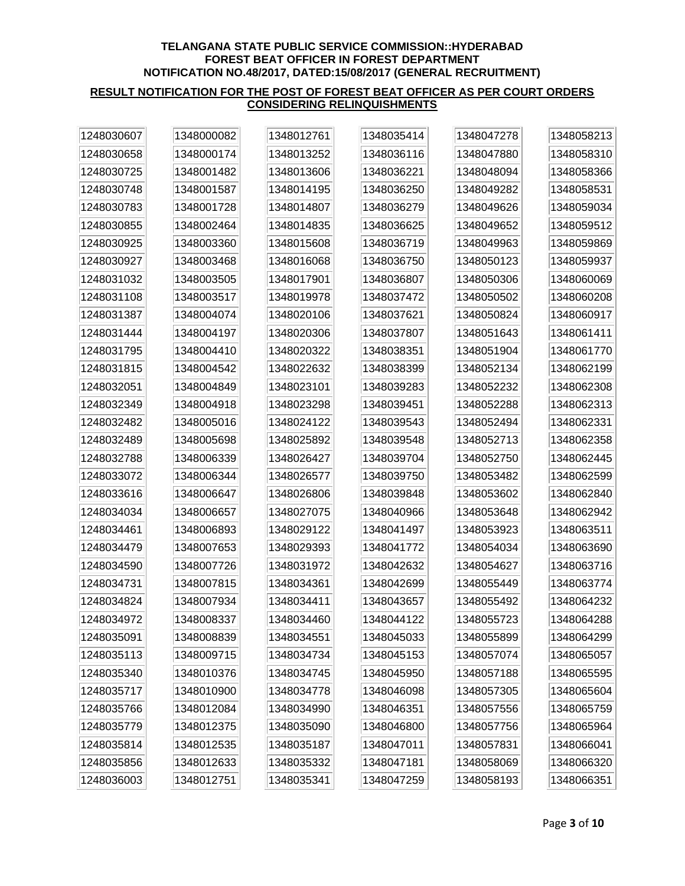**TELANGANA STATE PUBLIC SERVICE COMMISSION::HYDERABAD**
**FOREST BEAT OFFICER IN FOREST DEPARTMENT**
**NOTIFICATION NO.48/2017, DATED:15/08/2017 (GENERAL RECRUITMENT)**

**RESULT NOTIFICATION FOR THE POST OF FOREST BEAT OFFICER AS PER COURT ORDERS CONSIDERING RELINQUISHMENTS**

| | | | | | |
|---|---|---|---|---|---|
| 1248030607 | 1348000082 | 1348012761 | 1348035414 | 1348047278 | 1348058213 |
| 1248030658 | 1348000174 | 1348013252 | 1348036116 | 1348047880 | 1348058310 |
| 1248030725 | 1348001482 | 1348013606 | 1348036221 | 1348048094 | 1348058366 |
| 1248030748 | 1348001587 | 1348014195 | 1348036250 | 1348049282 | 1348058531 |
| 1248030783 | 1348001728 | 1348014807 | 1348036279 | 1348049626 | 1348059034 |
| 1248030855 | 1348002464 | 1348014835 | 1348036625 | 1348049652 | 1348059512 |
| 1248030925 | 1348003360 | 1348015608 | 1348036719 | 1348049963 | 1348059869 |
| 1248030927 | 1348003468 | 1348016068 | 1348036750 | 1348050123 | 1348059937 |
| 1248031032 | 1348003505 | 1348017901 | 1348036807 | 1348050306 | 1348060069 |
| 1248031108 | 1348003517 | 1348019978 | 1348037472 | 1348050502 | 1348060208 |
| 1248031387 | 1348004074 | 1348020106 | 1348037621 | 1348050824 | 1348060917 |
| 1248031444 | 1348004197 | 1348020306 | 1348037807 | 1348051643 | 1348061411 |
| 1248031795 | 1348004410 | 1348020322 | 1348038351 | 1348051904 | 1348061770 |
| 1248031815 | 1348004542 | 1348022632 | 1348038399 | 1348052134 | 1348062199 |
| 1248032051 | 1348004849 | 1348023101 | 1348039283 | 1348052232 | 1348062308 |
| 1248032349 | 1348004918 | 1348023298 | 1348039451 | 1348052288 | 1348062313 |
| 1248032482 | 1348005016 | 1348024122 | 1348039543 | 1348052494 | 1348062331 |
| 1248032489 | 1348005698 | 1348025892 | 1348039548 | 1348052713 | 1348062358 |
| 1248032788 | 1348006339 | 1348026427 | 1348039704 | 1348052750 | 1348062445 |
| 1248033072 | 1348006344 | 1348026577 | 1348039750 | 1348053482 | 1348062599 |
| 1248033616 | 1348006647 | 1348026806 | 1348039848 | 1348053602 | 1348062840 |
| 1248034034 | 1348006657 | 1348027075 | 1348040966 | 1348053648 | 1348062942 |
| 1248034461 | 1348006893 | 1348029122 | 1348041497 | 1348053923 | 1348063511 |
| 1248034479 | 1348007653 | 1348029393 | 1348041772 | 1348054034 | 1348063690 |
| 1248034590 | 1348007726 | 1348031972 | 1348042632 | 1348054627 | 1348063716 |
| 1248034731 | 1348007815 | 1348034361 | 1348042699 | 1348055449 | 1348063774 |
| 1248034824 | 1348007934 | 1348034411 | 1348043657 | 1348055492 | 1348064232 |
| 1248034972 | 1348008337 | 1348034460 | 1348044122 | 1348055723 | 1348064288 |
| 1248035091 | 1348008839 | 1348034551 | 1348045033 | 1348055899 | 1348064299 |
| 1248035113 | 1348009715 | 1348034734 | 1348045153 | 1348057074 | 1348065057 |
| 1248035340 | 1348010376 | 1348034745 | 1348045950 | 1348057188 | 1348065595 |
| 1248035717 | 1348010900 | 1348034778 | 1348046098 | 1348057305 | 1348065604 |
| 1248035766 | 1348012084 | 1348034990 | 1348046351 | 1348057556 | 1348065759 |
| 1248035779 | 1348012375 | 1348035090 | 1348046800 | 1348057756 | 1348065964 |
| 1248035814 | 1348012535 | 1348035187 | 1348047011 | 1348057831 | 1348066041 |
| 1248035856 | 1348012633 | 1348035332 | 1348047181 | 1348058069 | 1348066320 |
| 1248036003 | 1348012751 | 1348035341 | 1348047259 | 1348058193 | 1348066351 |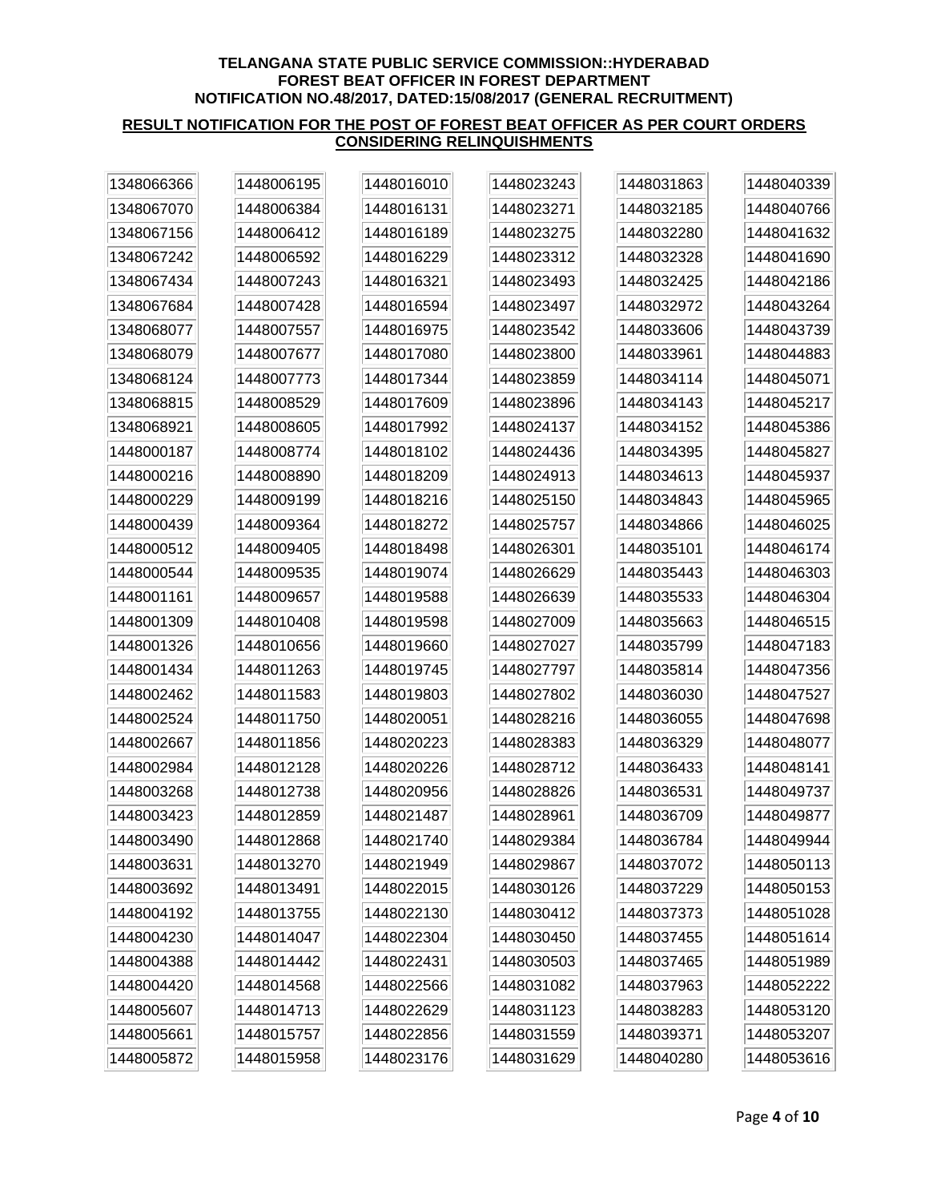**TELANGANA STATE PUBLIC SERVICE COMMISSION::HYDERABAD**
**FOREST BEAT OFFICER IN FOREST DEPARTMENT**
**NOTIFICATION NO.48/2017, DATED:15/08/2017 (GENERAL RECRUITMENT)**

**RESULT NOTIFICATION FOR THE POST OF FOREST BEAT OFFICER AS PER COURT ORDERS CONSIDERING RELINQUISHMENTS**

| | | | | | |
|---|---|---|---|---|---|
| 1348066366 | 1448006195 | 1448016010 | 1448023243 | 1448031863 | 1448040339 |
| 1348067070 | 1448006384 | 1448016131 | 1448023271 | 1448032185 | 1448040766 |
| 1348067156 | 1448006412 | 1448016189 | 1448023275 | 1448032280 | 1448041632 |
| 1348067242 | 1448006592 | 1448016229 | 1448023312 | 1448032328 | 1448041690 |
| 1348067434 | 1448007243 | 1448016321 | 1448023493 | 1448032425 | 1448042186 |
| 1348067684 | 1448007428 | 1448016594 | 1448023497 | 1448032972 | 1448043264 |
| 1348068077 | 1448007557 | 1448016975 | 1448023542 | 1448033606 | 1448043739 |
| 1348068079 | 1448007677 | 1448017080 | 1448023800 | 1448033961 | 1448044883 |
| 1348068124 | 1448007773 | 1448017344 | 1448023859 | 1448034114 | 1448045071 |
| 1348068815 | 1448008529 | 1448017609 | 1448023896 | 1448034143 | 1448045217 |
| 1348068921 | 1448008605 | 1448017992 | 1448024137 | 1448034152 | 1448045386 |
| 1448000187 | 1448008774 | 1448018102 | 1448024436 | 1448034395 | 1448045827 |
| 1448000216 | 1448008890 | 1448018209 | 1448024913 | 1448034613 | 1448045937 |
| 1448000229 | 1448009199 | 1448018216 | 1448025150 | 1448034843 | 1448045965 |
| 1448000439 | 1448009364 | 1448018272 | 1448025757 | 1448034866 | 1448046025 |
| 1448000512 | 1448009405 | 1448018498 | 1448026301 | 1448035101 | 1448046174 |
| 1448000544 | 1448009535 | 1448019074 | 1448026629 | 1448035443 | 1448046303 |
| 1448001161 | 1448009657 | 1448019588 | 1448026639 | 1448035533 | 1448046304 |
| 1448001309 | 1448010408 | 1448019598 | 1448027009 | 1448035663 | 1448046515 |
| 1448001326 | 1448010656 | 1448019660 | 1448027027 | 1448035799 | 1448047183 |
| 1448001434 | 1448011263 | 1448019745 | 1448027797 | 1448035814 | 1448047356 |
| 1448002462 | 1448011583 | 1448019803 | 1448027802 | 1448036030 | 1448047527 |
| 1448002524 | 1448011750 | 1448020051 | 1448028216 | 1448036055 | 1448047698 |
| 1448002667 | 1448011856 | 1448020223 | 1448028383 | 1448036329 | 1448048077 |
| 1448002984 | 1448012128 | 1448020226 | 1448028712 | 1448036433 | 1448048141 |
| 1448003268 | 1448012738 | 1448020956 | 1448028826 | 1448036531 | 1448049737 |
| 1448003423 | 1448012859 | 1448021487 | 1448028961 | 1448036709 | 1448049877 |
| 1448003490 | 1448012868 | 1448021740 | 1448029384 | 1448036784 | 1448049944 |
| 1448003631 | 1448013270 | 1448021949 | 1448029867 | 1448037072 | 1448050113 |
| 1448003692 | 1448013491 | 1448022015 | 1448030126 | 1448037229 | 1448050153 |
| 1448004192 | 1448013755 | 1448022130 | 1448030412 | 1448037373 | 1448051028 |
| 1448004230 | 1448014047 | 1448022304 | 1448030450 | 1448037455 | 1448051614 |
| 1448004388 | 1448014442 | 1448022431 | 1448030503 | 1448037465 | 1448051989 |
| 1448004420 | 1448014568 | 1448022566 | 1448031082 | 1448037963 | 1448052222 |
| 1448005607 | 1448014713 | 1448022629 | 1448031123 | 1448038283 | 1448053120 |
| 1448005661 | 1448015757 | 1448022856 | 1448031559 | 1448039371 | 1448053207 |
| 1448005872 | 1448015958 | 1448023176 | 1448031629 | 1448040280 | 1448053616 |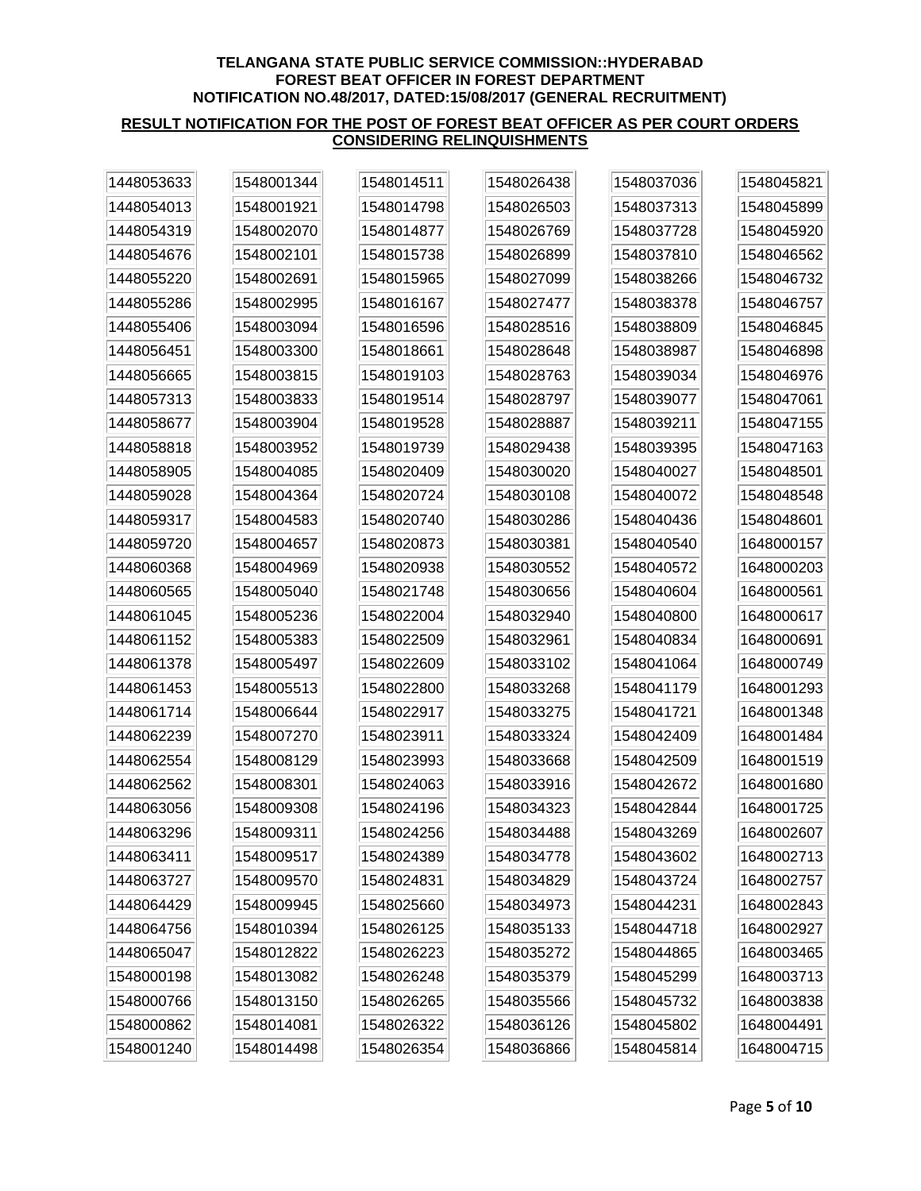**TELANGANA STATE PUBLIC SERVICE COMMISSION::HYDERABAD**
**FOREST BEAT OFFICER IN FOREST DEPARTMENT**
**NOTIFICATION NO.48/2017, DATED:15/08/2017 (GENERAL RECRUITMENT)**

**RESULT NOTIFICATION FOR THE POST OF FOREST BEAT OFFICER AS PER COURT ORDERS CONSIDERING RELINQUISHMENTS**

| | | | | | |
|---|---|---|---|---|---|
| 1448053633 | 1548001344 | 1548014511 | 1548026438 | 1548037036 | 1548045821 |
| 1448054013 | 1548001921 | 1548014798 | 1548026503 | 1548037313 | 1548045899 |
| 1448054319 | 1548002070 | 1548014877 | 1548026769 | 1548037728 | 1548045920 |
| 1448054676 | 1548002101 | 1548015738 | 1548026899 | 1548037810 | 1548046562 |
| 1448055220 | 1548002691 | 1548015965 | 1548027099 | 1548038266 | 1548046732 |
| 1448055286 | 1548002995 | 1548016167 | 1548027477 | 1548038378 | 1548046757 |
| 1448055406 | 1548003094 | 1548016596 | 1548028516 | 1548038809 | 1548046845 |
| 1448056451 | 1548003300 | 1548018661 | 1548028648 | 1548038987 | 1548046898 |
| 1448056665 | 1548003815 | 1548019103 | 1548028763 | 1548039034 | 1548046976 |
| 1448057313 | 1548003833 | 1548019514 | 1548028797 | 1548039077 | 1548047061 |
| 1448058677 | 1548003904 | 1548019528 | 1548028887 | 1548039211 | 1548047155 |
| 1448058818 | 1548003952 | 1548019739 | 1548029438 | 1548039395 | 1548047163 |
| 1448058905 | 1548004085 | 1548020409 | 1548030020 | 1548040027 | 1548048501 |
| 1448059028 | 1548004364 | 1548020724 | 1548030108 | 1548040072 | 1548048548 |
| 1448059317 | 1548004583 | 1548020740 | 1548030286 | 1548040436 | 1548048601 |
| 1448059720 | 1548004657 | 1548020873 | 1548030381 | 1548040540 | 1648000157 |
| 1448060368 | 1548004969 | 1548020938 | 1548030552 | 1548040572 | 1648000203 |
| 1448060565 | 1548005040 | 1548021748 | 1548030656 | 1548040604 | 1648000561 |
| 1448061045 | 1548005236 | 1548022004 | 1548032940 | 1548040800 | 1648000617 |
| 1448061152 | 1548005383 | 1548022509 | 1548032961 | 1548040834 | 1648000691 |
| 1448061378 | 1548005497 | 1548022609 | 1548033102 | 1548041064 | 1648000749 |
| 1448061453 | 1548005513 | 1548022800 | 1548033268 | 1548041179 | 1648001293 |
| 1448061714 | 1548006644 | 1548022917 | 1548033275 | 1548041721 | 1648001348 |
| 1448062239 | 1548007270 | 1548023911 | 1548033324 | 1548042409 | 1648001484 |
| 1448062554 | 1548008129 | 1548023993 | 1548033668 | 1548042509 | 1648001519 |
| 1448062562 | 1548008301 | 1548024063 | 1548033916 | 1548042672 | 1648001680 |
| 1448063056 | 1548009308 | 1548024196 | 1548034323 | 1548042844 | 1648001725 |
| 1448063296 | 1548009311 | 1548024256 | 1548034488 | 1548043269 | 1648002607 |
| 1448063411 | 1548009517 | 1548024389 | 1548034778 | 1548043602 | 1648002713 |
| 1448063727 | 1548009570 | 1548024831 | 1548034829 | 1548043724 | 1648002757 |
| 1448064429 | 1548009945 | 1548025660 | 1548034973 | 1548044231 | 1648002843 |
| 1448064756 | 1548010394 | 1548026125 | 1548035133 | 1548044718 | 1648002927 |
| 1448065047 | 1548012822 | 1548026223 | 1548035272 | 1548044865 | 1648003465 |
| 1548000198 | 1548013082 | 1548026248 | 1548035379 | 1548045299 | 1648003713 |
| 1548000766 | 1548013150 | 1548026265 | 1548035566 | 1548045732 | 1648003838 |
| 1548000862 | 1548014081 | 1548026322 | 1548036126 | 1548045802 | 1648004491 |
| 1548001240 | 1548014498 | 1548026354 | 1548036866 | 1548045814 | 1648004715 |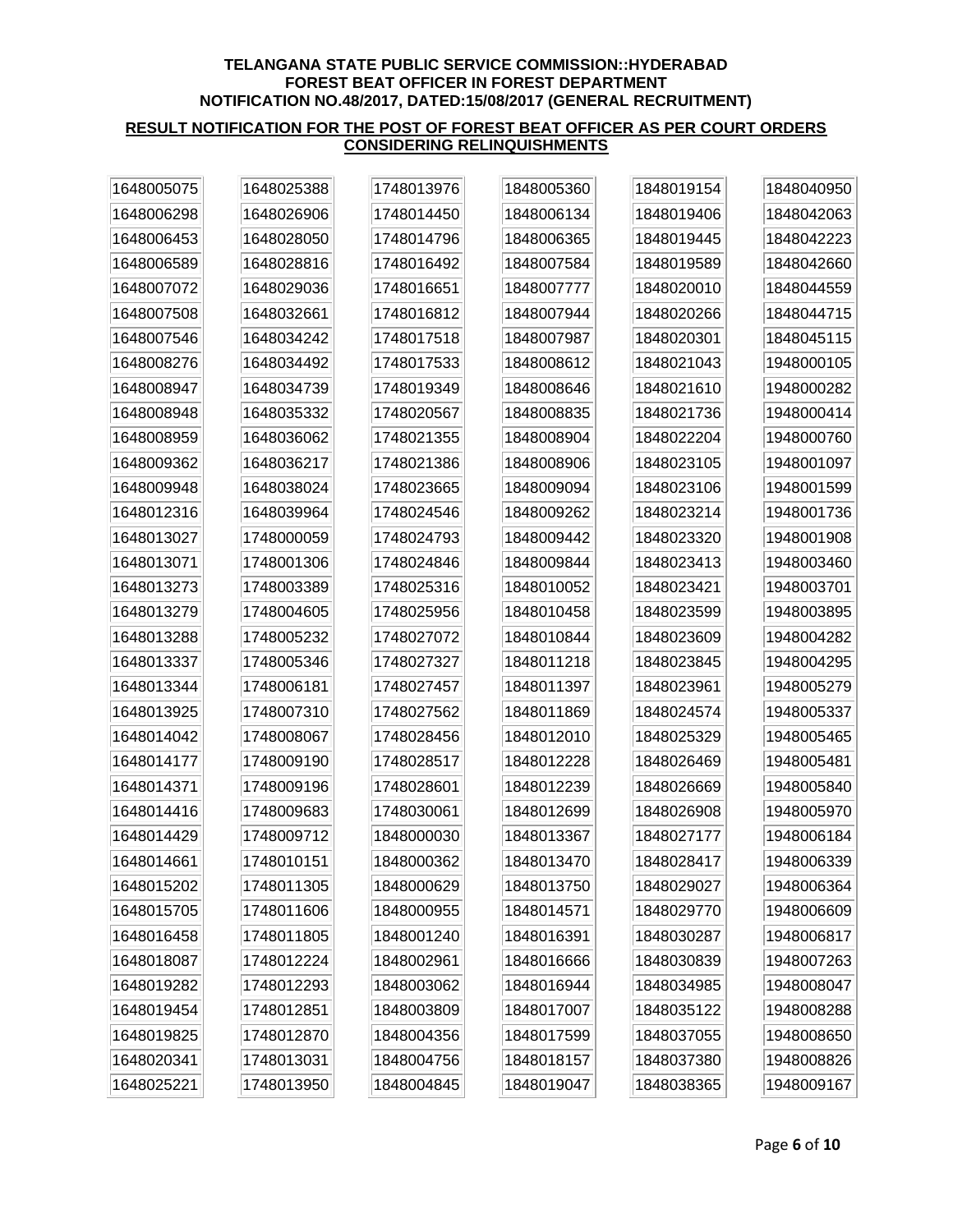**TELANGANA STATE PUBLIC SERVICE COMMISSION::HYDERABAD**
**FOREST BEAT OFFICER IN FOREST DEPARTMENT**
**NOTIFICATION NO.48/2017, DATED:15/08/2017 (GENERAL RECRUITMENT)**

**RESULT NOTIFICATION FOR THE POST OF FOREST BEAT OFFICER AS PER COURT ORDERS CONSIDERING RELINQUISHMENTS**

| | | | | | |
|---|---|---|---|---|---|
| 1648005075 | 1648025388 | 1748013976 | 1848005360 | 1848019154 | 1848040950 |
| 1648006298 | 1648026906 | 1748014450 | 1848006134 | 1848019406 | 1848042063 |
| 1648006453 | 1648028050 | 1748014796 | 1848006365 | 1848019445 | 1848042223 |
| 1648006589 | 1648028816 | 1748016492 | 1848007584 | 1848019589 | 1848042660 |
| 1648007072 | 1648029036 | 1748016651 | 1848007777 | 1848020010 | 1848044559 |
| 1648007508 | 1648032661 | 1748016812 | 1848007944 | 1848020266 | 1848044715 |
| 1648007546 | 1648034242 | 1748017518 | 1848007987 | 1848020301 | 1848045115 |
| 1648008276 | 1648034492 | 1748017533 | 1848008612 | 1848021043 | 1948000105 |
| 1648008947 | 1648034739 | 1748019349 | 1848008646 | 1848021610 | 1948000282 |
| 1648008948 | 1648035332 | 1748020567 | 1848008835 | 1848021736 | 1948000414 |
| 1648008959 | 1648036062 | 1748021355 | 1848008904 | 1848022204 | 1948000760 |
| 1648009362 | 1648036217 | 1748021386 | 1848008906 | 1848023105 | 1948001097 |
| 1648009948 | 1648038024 | 1748023665 | 1848009094 | 1848023106 | 1948001599 |
| 1648012316 | 1648039964 | 1748024546 | 1848009262 | 1848023214 | 1948001736 |
| 1648013027 | 1748000059 | 1748024793 | 1848009442 | 1848023320 | 1948001908 |
| 1648013071 | 1748001306 | 1748024846 | 1848009844 | 1848023413 | 1948003460 |
| 1648013273 | 1748003389 | 1748025316 | 1848010052 | 1848023421 | 1948003701 |
| 1648013279 | 1748004605 | 1748025956 | 1848010458 | 1848023599 | 1948003895 |
| 1648013288 | 1748005232 | 1748027072 | 1848010844 | 1848023609 | 1948004282 |
| 1648013337 | 1748005346 | 1748027327 | 1848011218 | 1848023845 | 1948004295 |
| 1648013344 | 1748006181 | 1748027457 | 1848011397 | 1848023961 | 1948005279 |
| 1648013925 | 1748007310 | 1748027562 | 1848011869 | 1848024574 | 1948005337 |
| 1648014042 | 1748008067 | 1748028456 | 1848012010 | 1848025329 | 1948005465 |
| 1648014177 | 1748009190 | 1748028517 | 1848012228 | 1848026469 | 1948005481 |
| 1648014371 | 1748009196 | 1748028601 | 1848012239 | 1848026669 | 1948005840 |
| 1648014416 | 1748009683 | 1748030061 | 1848012699 | 1848026908 | 1948005970 |
| 1648014429 | 1748009712 | 1848000030 | 1848013367 | 1848027177 | 1948006184 |
| 1648014661 | 1748010151 | 1848000362 | 1848013470 | 1848028417 | 1948006339 |
| 1648015202 | 1748011305 | 1848000629 | 1848013750 | 1848029027 | 1948006364 |
| 1648015705 | 1748011606 | 1848000955 | 1848014571 | 1848029770 | 1948006609 |
| 1648016458 | 1748011805 | 1848001240 | 1848016391 | 1848030287 | 1948006817 |
| 1648018087 | 1748012224 | 1848002961 | 1848016666 | 1848030839 | 1948007263 |
| 1648019282 | 1748012293 | 1848003062 | 1848016944 | 1848034985 | 1948008047 |
| 1648019454 | 1748012851 | 1848003809 | 1848017007 | 1848035122 | 1948008288 |
| 1648019825 | 1748012870 | 1848004356 | 1848017599 | 1848037055 | 1948008650 |
| 1648020341 | 1748013031 | 1848004756 | 1848018157 | 1848037380 | 1948008826 |
| 1648025221 | 1748013950 | 1848004845 | 1848019047 | 1848038365 | 1948009167 |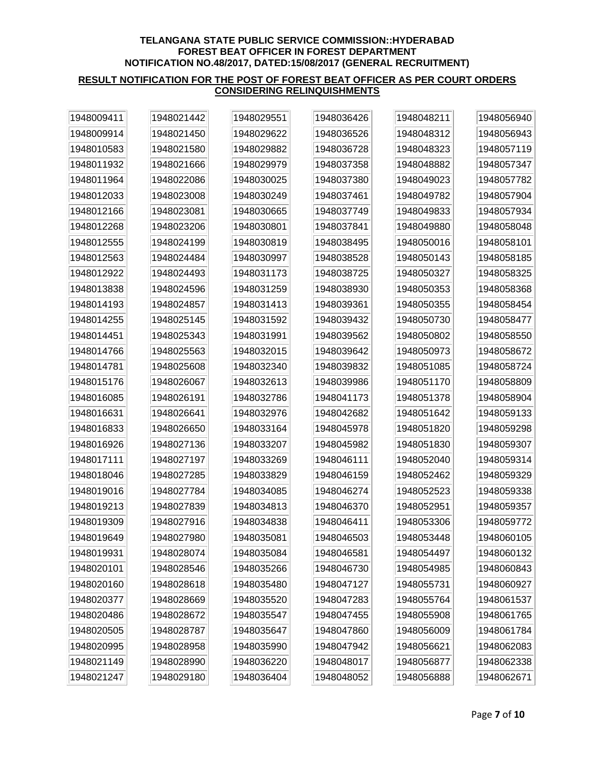**TELANGANA STATE PUBLIC SERVICE COMMISSION::HYDERABAD**
**FOREST BEAT OFFICER IN FOREST DEPARTMENT**
**NOTIFICATION NO.48/2017, DATED:15/08/2017 (GENERAL RECRUITMENT)**

**RESULT NOTIFICATION FOR THE POST OF FOREST BEAT OFFICER AS PER COURT ORDERS CONSIDERING RELINQUISHMENTS**

| | | | | | |
|---|---|---|---|---|---|
| 1948009411 | 1948021442 | 1948029551 | 1948036426 | 1948048211 | 1948056940 |
| 1948009914 | 1948021450 | 1948029622 | 1948036526 | 1948048312 | 1948056943 |
| 1948010583 | 1948021580 | 1948029882 | 1948036728 | 1948048323 | 1948057119 |
| 1948011932 | 1948021666 | 1948029979 | 1948037358 | 1948048882 | 1948057347 |
| 1948011964 | 1948022086 | 1948030025 | 1948037380 | 1948049023 | 1948057782 |
| 1948012033 | 1948023008 | 1948030249 | 1948037461 | 1948049782 | 1948057904 |
| 1948012166 | 1948023081 | 1948030665 | 1948037749 | 1948049833 | 1948057934 |
| 1948012268 | 1948023206 | 1948030801 | 1948037841 | 1948049880 | 1948058048 |
| 1948012555 | 1948024199 | 1948030819 | 1948038495 | 1948050016 | 1948058101 |
| 1948012563 | 1948024484 | 1948030997 | 1948038528 | 1948050143 | 1948058185 |
| 1948012922 | 1948024493 | 1948031173 | 1948038725 | 1948050327 | 1948058325 |
| 1948013838 | 1948024596 | 1948031259 | 1948038930 | 1948050353 | 1948058368 |
| 1948014193 | 1948024857 | 1948031413 | 1948039361 | 1948050355 | 1948058454 |
| 1948014255 | 1948025145 | 1948031592 | 1948039432 | 1948050730 | 1948058477 |
| 1948014451 | 1948025343 | 1948031991 | 1948039562 | 1948050802 | 1948058550 |
| 1948014766 | 1948025563 | 1948032015 | 1948039642 | 1948050973 | 1948058672 |
| 1948014781 | 1948025608 | 1948032340 | 1948039832 | 1948051085 | 1948058724 |
| 1948015176 | 1948026067 | 1948032613 | 1948039986 | 1948051170 | 1948058809 |
| 1948016085 | 1948026191 | 1948032786 | 1948041173 | 1948051378 | 1948058904 |
| 1948016631 | 1948026641 | 1948032976 | 1948042682 | 1948051642 | 1948059133 |
| 1948016833 | 1948026650 | 1948033164 | 1948045978 | 1948051820 | 1948059298 |
| 1948016926 | 1948027136 | 1948033207 | 1948045982 | 1948051830 | 1948059307 |
| 1948017111 | 1948027197 | 1948033269 | 1948046111 | 1948052040 | 1948059314 |
| 1948018046 | 1948027285 | 1948033829 | 1948046159 | 1948052462 | 1948059329 |
| 1948019016 | 1948027784 | 1948034085 | 1948046274 | 1948052523 | 1948059338 |
| 1948019213 | 1948027839 | 1948034813 | 1948046370 | 1948052951 | 1948059357 |
| 1948019309 | 1948027916 | 1948034838 | 1948046411 | 1948053306 | 1948059772 |
| 1948019649 | 1948027980 | 1948035081 | 1948046503 | 1948053448 | 1948060105 |
| 1948019931 | 1948028074 | 1948035084 | 1948046581 | 1948054497 | 1948060132 |
| 1948020101 | 1948028546 | 1948035266 | 1948046730 | 1948054985 | 1948060843 |
| 1948020160 | 1948028618 | 1948035480 | 1948047127 | 1948055731 | 1948060927 |
| 1948020377 | 1948028669 | 1948035520 | 1948047283 | 1948055764 | 1948061537 |
| 1948020486 | 1948028672 | 1948035547 | 1948047455 | 1948055908 | 1948061765 |
| 1948020505 | 1948028787 | 1948035647 | 1948047860 | 1948056009 | 1948061784 |
| 1948020995 | 1948028958 | 1948035990 | 1948047942 | 1948056621 | 1948062083 |
| 1948021149 | 1948028990 | 1948036220 | 1948048017 | 1948056877 | 1948062338 |
| 1948021247 | 1948029180 | 1948036404 | 1948048052 | 1948056888 | 1948062671 |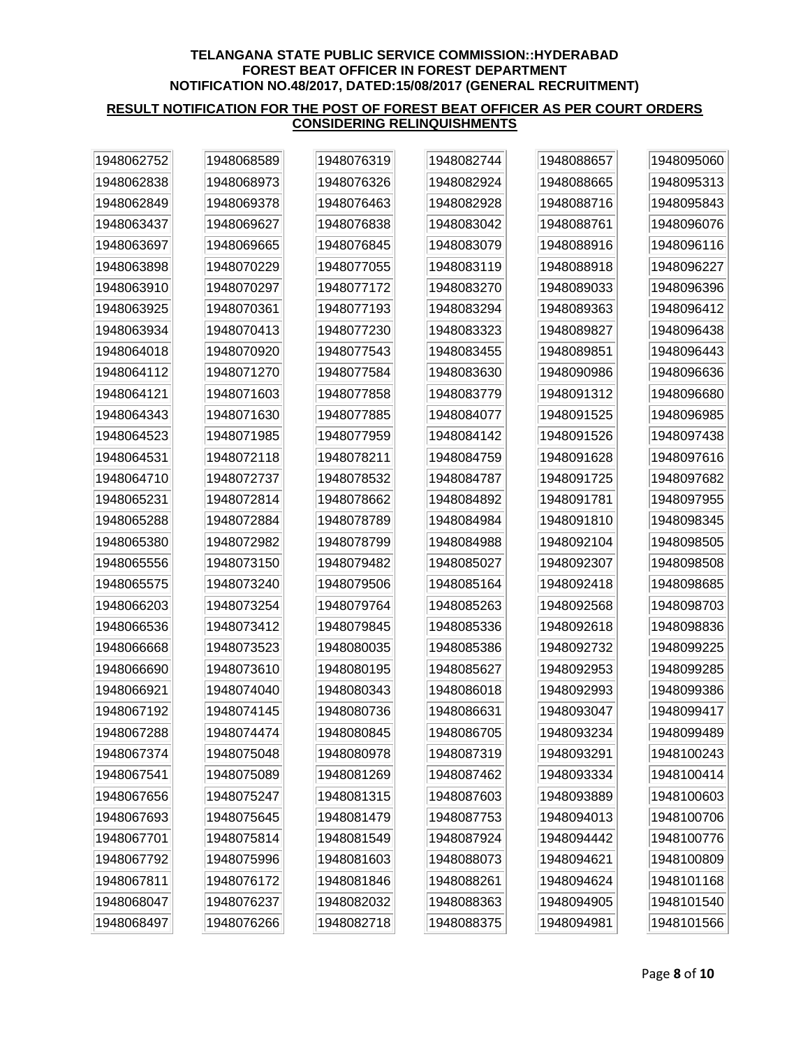**TELANGANA STATE PUBLIC SERVICE COMMISSION::HYDERABAD**
**FOREST BEAT OFFICER IN FOREST DEPARTMENT**
**NOTIFICATION NO.48/2017, DATED:15/08/2017 (GENERAL RECRUITMENT)**

**RESULT NOTIFICATION FOR THE POST OF FOREST BEAT OFFICER AS PER COURT ORDERS CONSIDERING RELINQUISHMENTS**

| | | | | | |
|---|---|---|---|---|---|
| 1948062752 | 1948068589 | 1948076319 | 1948082744 | 1948088657 | 1948095060 |
| 1948062838 | 1948068973 | 1948076326 | 1948082924 | 1948088665 | 1948095313 |
| 1948062849 | 1948069378 | 1948076463 | 1948082928 | 1948088716 | 1948095843 |
| 1948063437 | 1948069627 | 1948076838 | 1948083042 | 1948088761 | 1948096076 |
| 1948063697 | 1948069665 | 1948076845 | 1948083079 | 1948088916 | 1948096116 |
| 1948063898 | 1948070229 | 1948077055 | 1948083119 | 1948088918 | 1948096227 |
| 1948063910 | 1948070297 | 1948077172 | 1948083270 | 1948089033 | 1948096396 |
| 1948063925 | 1948070361 | 1948077193 | 1948083294 | 1948089363 | 1948096412 |
| 1948063934 | 1948070413 | 1948077230 | 1948083323 | 1948089827 | 1948096438 |
| 1948064018 | 1948070920 | 1948077543 | 1948083455 | 1948089851 | 1948096443 |
| 1948064112 | 1948071270 | 1948077584 | 1948083630 | 1948090986 | 1948096636 |
| 1948064121 | 1948071603 | 1948077858 | 1948083779 | 1948091312 | 1948096680 |
| 1948064343 | 1948071630 | 1948077885 | 1948084077 | 1948091525 | 1948096985 |
| 1948064523 | 1948071985 | 1948077959 | 1948084142 | 1948091526 | 1948097438 |
| 1948064531 | 1948072118 | 1948078211 | 1948084759 | 1948091628 | 1948097616 |
| 1948064710 | 1948072737 | 1948078532 | 1948084787 | 1948091725 | 1948097682 |
| 1948065231 | 1948072814 | 1948078662 | 1948084892 | 1948091781 | 1948097955 |
| 1948065288 | 1948072884 | 1948078789 | 1948084984 | 1948091810 | 1948098345 |
| 1948065380 | 1948072982 | 1948078799 | 1948084988 | 1948092104 | 1948098505 |
| 1948065556 | 1948073150 | 1948079482 | 1948085027 | 1948092307 | 1948098508 |
| 1948065575 | 1948073240 | 1948079506 | 1948085164 | 1948092418 | 1948098685 |
| 1948066203 | 1948073254 | 1948079764 | 1948085263 | 1948092568 | 1948098703 |
| 1948066536 | 1948073412 | 1948079845 | 1948085336 | 1948092618 | 1948098836 |
| 1948066668 | 1948073523 | 1948080035 | 1948085386 | 1948092732 | 1948099225 |
| 1948066690 | 1948073610 | 1948080195 | 1948085627 | 1948092953 | 1948099285 |
| 1948066921 | 1948074040 | 1948080343 | 1948086018 | 1948092993 | 1948099386 |
| 1948067192 | 1948074145 | 1948080736 | 1948086631 | 1948093047 | 1948099417 |
| 1948067288 | 1948074474 | 1948080845 | 1948086705 | 1948093234 | 1948099489 |
| 1948067374 | 1948075048 | 1948080978 | 1948087319 | 1948093291 | 1948100243 |
| 1948067541 | 1948075089 | 1948081269 | 1948087462 | 1948093334 | 1948100414 |
| 1948067656 | 1948075247 | 1948081315 | 1948087603 | 1948093889 | 1948100603 |
| 1948067693 | 1948075645 | 1948081479 | 1948087753 | 1948094013 | 1948100706 |
| 1948067701 | 1948075814 | 1948081549 | 1948087924 | 1948094442 | 1948100776 |
| 1948067792 | 1948075996 | 1948081603 | 1948088073 | 1948094621 | 1948100809 |
| 1948067811 | 1948076172 | 1948081846 | 1948088261 | 1948094624 | 1948101168 |
| 1948068047 | 1948076237 | 1948082032 | 1948088363 | 1948094905 | 1948101540 |
| 1948068497 | 1948076266 | 1948082718 | 1948088375 | 1948094981 | 1948101566 |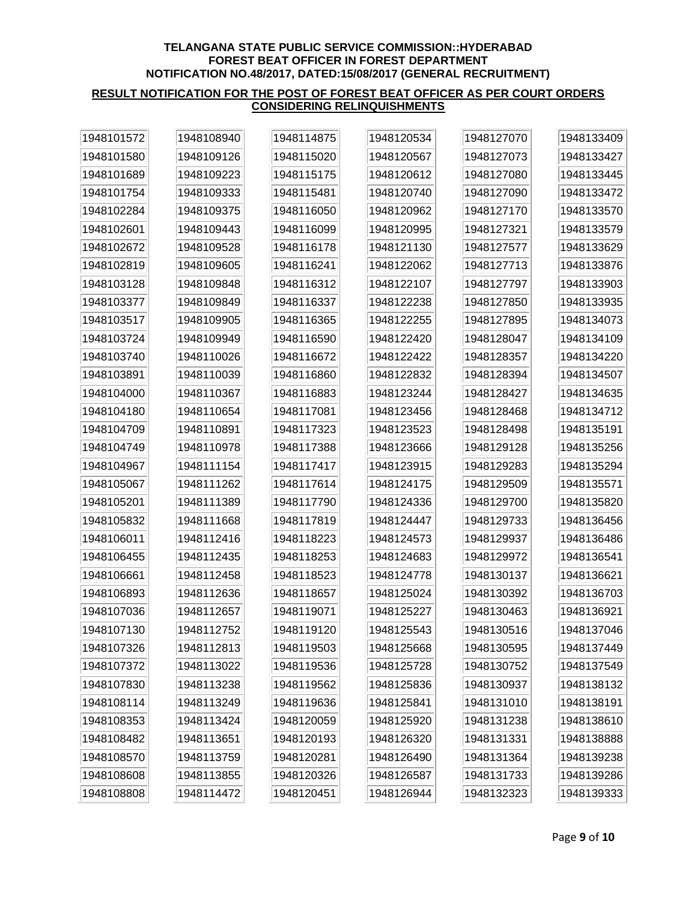**TELANGANA STATE PUBLIC SERVICE COMMISSION::HYDERABAD**
**FOREST BEAT OFFICER IN FOREST DEPARTMENT**
**NOTIFICATION NO.48/2017, DATED:15/08/2017 (GENERAL RECRUITMENT)**

**RESULT NOTIFICATION FOR THE POST OF FOREST BEAT OFFICER AS PER COURT ORDERS CONSIDERING RELINQUISHMENTS**

| | | | | | |
|---|---|---|---|---|---|
| 1948101572 | 1948108940 | 1948114875 | 1948120534 | 1948127070 | 1948133409 |
| 1948101580 | 1948109126 | 1948115020 | 1948120567 | 1948127073 | 1948133427 |
| 1948101689 | 1948109223 | 1948115175 | 1948120612 | 1948127080 | 1948133445 |
| 1948101754 | 1948109333 | 1948115481 | 1948120740 | 1948127090 | 1948133472 |
| 1948102284 | 1948109375 | 1948116050 | 1948120962 | 1948127170 | 1948133570 |
| 1948102601 | 1948109443 | 1948116099 | 1948120995 | 1948127321 | 1948133579 |
| 1948102672 | 1948109528 | 1948116178 | 1948121130 | 1948127577 | 1948133629 |
| 1948102819 | 1948109605 | 1948116241 | 1948122062 | 1948127713 | 1948133876 |
| 1948103128 | 1948109848 | 1948116312 | 1948122107 | 1948127797 | 1948133903 |
| 1948103377 | 1948109849 | 1948116337 | 1948122238 | 1948127850 | 1948133935 |
| 1948103517 | 1948109905 | 1948116365 | 1948122255 | 1948127895 | 1948134073 |
| 1948103724 | 1948109949 | 1948116590 | 1948122420 | 1948128047 | 1948134109 |
| 1948103740 | 1948110026 | 1948116672 | 1948122422 | 1948128357 | 1948134220 |
| 1948103891 | 1948110039 | 1948116860 | 1948122832 | 1948128394 | 1948134507 |
| 1948104000 | 1948110367 | 1948116883 | 1948123244 | 1948128427 | 1948134635 |
| 1948104180 | 1948110654 | 1948117081 | 1948123456 | 1948128468 | 1948134712 |
| 1948104709 | 1948110891 | 1948117323 | 1948123523 | 1948128498 | 1948135191 |
| 1948104749 | 1948110978 | 1948117388 | 1948123666 | 1948129128 | 1948135256 |
| 1948104967 | 1948111154 | 1948117417 | 1948123915 | 1948129283 | 1948135294 |
| 1948105067 | 1948111262 | 1948117614 | 1948124175 | 1948129509 | 1948135571 |
| 1948105201 | 1948111389 | 1948117790 | 1948124336 | 1948129700 | 1948135820 |
| 1948105832 | 1948111668 | 1948117819 | 1948124447 | 1948129733 | 1948136456 |
| 1948106011 | 1948112416 | 1948118223 | 1948124573 | 1948129937 | 1948136486 |
| 1948106455 | 1948112435 | 1948118253 | 1948124683 | 1948129972 | 1948136541 |
| 1948106661 | 1948112458 | 1948118523 | 1948124778 | 1948130137 | 1948136621 |
| 1948106893 | 1948112636 | 1948118657 | 1948125024 | 1948130392 | 1948136703 |
| 1948107036 | 1948112657 | 1948119071 | 1948125227 | 1948130463 | 1948136921 |
| 1948107130 | 1948112752 | 1948119120 | 1948125543 | 1948130516 | 1948137046 |
| 1948107326 | 1948112813 | 1948119503 | 1948125668 | 1948130595 | 1948137449 |
| 1948107372 | 1948113022 | 1948119536 | 1948125728 | 1948130752 | 1948137549 |
| 1948107830 | 1948113238 | 1948119562 | 1948125836 | 1948130937 | 1948138132 |
| 1948108114 | 1948113249 | 1948119636 | 1948125841 | 1948131010 | 1948138191 |
| 1948108353 | 1948113424 | 1948120059 | 1948125920 | 1948131238 | 1948138610 |
| 1948108482 | 1948113651 | 1948120193 | 1948126320 | 1948131331 | 1948138888 |
| 1948108570 | 1948113759 | 1948120281 | 1948126490 | 1948131364 | 1948139238 |
| 1948108608 | 1948113855 | 1948120326 | 1948126587 | 1948131733 | 1948139286 |
| 1948108808 | 1948114472 | 1948120451 | 1948126944 | 1948132323 | 1948139333 |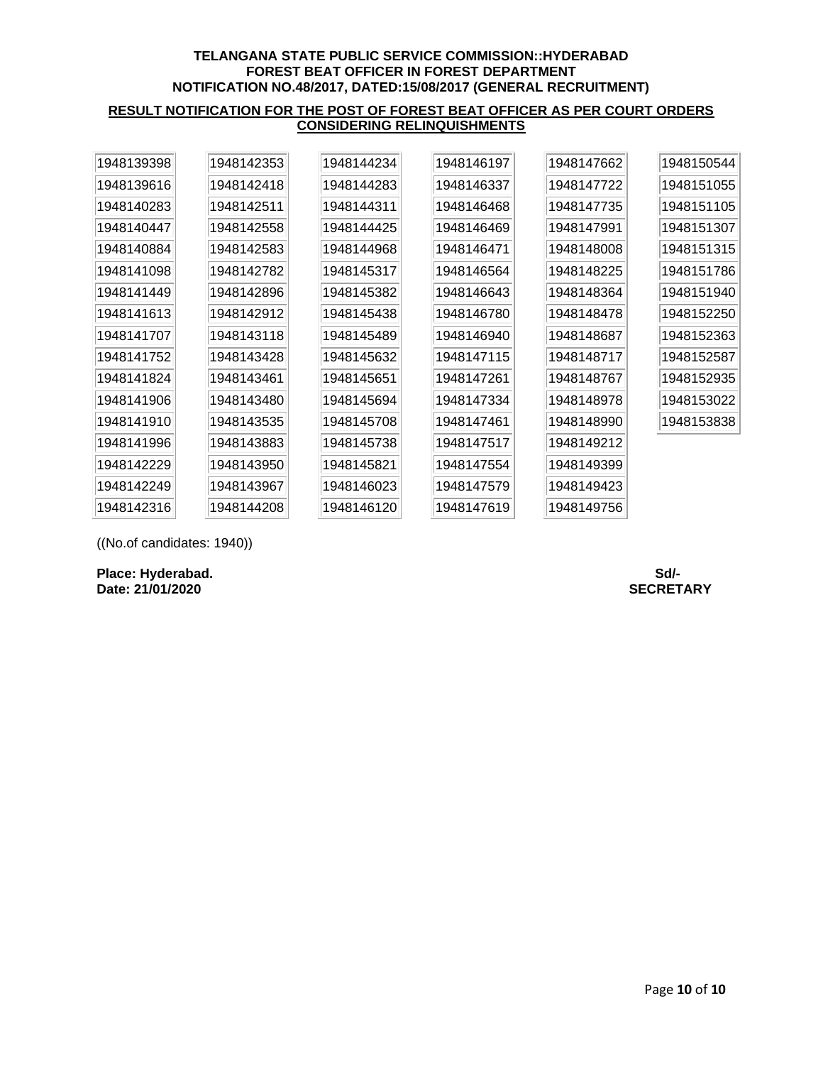**TELANGANA STATE PUBLIC SERVICE COMMISSION::HYDERABAD**
**FOREST BEAT OFFICER IN FOREST DEPARTMENT**
**NOTIFICATION NO.48/2017, DATED:15/08/2017 (GENERAL RECRUITMENT)**

**RESULT NOTIFICATION FOR THE POST OF FOREST BEAT OFFICER AS PER COURT ORDERS CONSIDERING RELINQUISHMENTS**

| | | | | | |
|---|---|---|---|---|---|
| 1948139398 | 1948142353 | 1948144234 | 1948146197 | 1948147662 | 1948150544 |
| 1948139616 | 1948142418 | 1948144283 | 1948146337 | 1948147722 | 1948151055 |
| 1948140283 | 1948142511 | 1948144311 | 1948146468 | 1948147735 | 1948151105 |
| 1948140447 | 1948142558 | 1948144425 | 1948146469 | 1948147991 | 1948151307 |
| 1948140884 | 1948142583 | 1948144968 | 1948146471 | 1948148008 | 1948151315 |
| 1948141098 | 1948142782 | 1948145317 | 1948146564 | 1948148225 | 1948151786 |
| 1948141449 | 1948142896 | 1948145382 | 1948146643 | 1948148364 | 1948151940 |
| 1948141613 | 1948142912 | 1948145438 | 1948146780 | 1948148478 | 1948152250 |
| 1948141707 | 1948143118 | 1948145489 | 1948146940 | 1948148687 | 1948152363 |
| 1948141752 | 1948143428 | 1948145632 | 1948147115 | 1948148717 | 1948152587 |
| 1948141824 | 1948143461 | 1948145651 | 1948147261 | 1948148767 | 1948152935 |
| 1948141906 | 1948143480 | 1948145694 | 1948147334 | 1948148978 | 1948153022 |
| 1948141910 | 1948143535 | 1948145708 | 1948147461 | 1948148990 | 1948153838 |
| 1948141996 | 1948143883 | 1948145738 | 1948147517 | 1948149212 | |
| 1948142229 | 1948143950 | 1948145821 | 1948147554 | 1948149399 | |
| 1948142249 | 1948143967 | 1948146023 | 1948147579 | 1948149423 | |
| 1948142316 | 1948144208 | 1948146120 | 1948147619 | 1948149756 | |

((No.of candidates: 1940))

**Place: Hyderabad.**
**Date: 21/01/2020**

**Sd/-**
**SECRETARY**